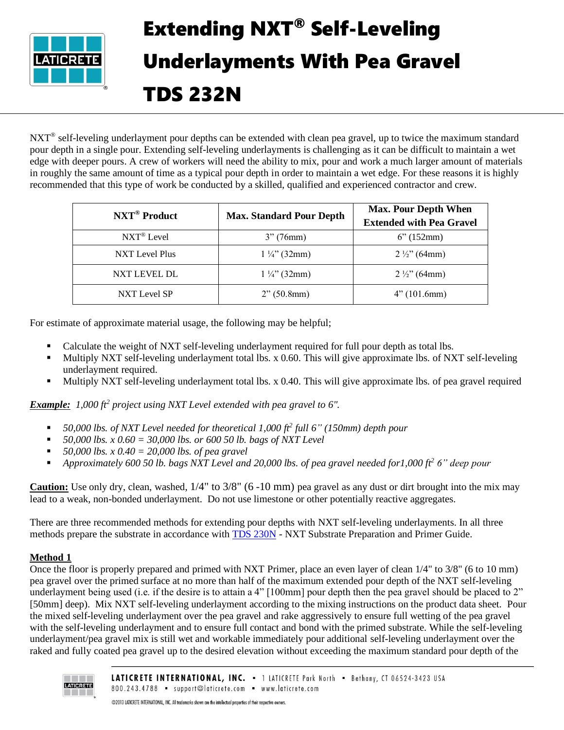# Extending NXT® Self-Leveling Underlayments With Pea Gravel TDS 232N

NXT® self-leveling underlayment pour depths can be extended with clean pea gravel, up to twice the maximum standard pour depth in a single pour. Extending self-leveling underlayments is challenging as it can be difficult to maintain a wet edge with deeper pours. A crew of workers will need the ability to mix, pour and work a much larger amount of materials in roughly the same amount of time as a typical pour depth in order to maintain a wet edge. For these reasons it is highly recommended that this type of work be conducted by a skilled, qualified and experienced contractor and crew.

| NXT® Product | Max. Standard Pour Depth | Max. Pour Depth When Extended with Pea Gravel |
|---|---|---|
| NXT® Level | 3" (76mm) | 6" (152mm) |
| NXT Level Plus | 1 ¼" (32mm) | 2 ½" (64mm) |
| NXT LEVEL DL | 1 ¼" (32mm) | 2 ½" (64mm) |
| NXT Level SP | 2" (50.8mm) | 4" (101.6mm) |

For estimate of approximate material usage, the following may be helpful;

- Calculate the weight of NXT self-leveling underlayment required for full pour depth as total lbs.
- Multiply NXT self-leveling underlayment total lbs. x 0.60. This will give approximate lbs. of NXT self-leveling underlayment required.
- Multiply NXT self-leveling underlayment total lbs. x 0.40. This will give approximate lbs. of pea gravel required

***Example:*** *1,000 $ft^2$ project using NXT Level extended with pea gravel to 6".*

- *50,000 lbs. of NXT Level needed for theoretical 1,000 $ft^2$ full 6" (150mm) depth pour*
- *50,000 lbs. x 0.60 = 30,000 lbs. or 600 50 lb. bags of NXT Level*
- *50,000 lbs. x 0.40 = 20,000 lbs. of pea gravel*
- *Approximately 600 50 lb. bags NXT Level and 20,000 lbs. of pea gravel needed for1,000 $ft^2$ 6" deep pour*

**Caution:** Use only dry, clean, washed, 1/4" to 3/8" (6 -10 mm) pea gravel as any dust or dirt brought into the mix may lead to a weak, non-bonded underlayment. Do not use limestone or other potentially reactive aggregates.

There are three recommended methods for extending pour depths with NXT self-leveling underlayments. In all three methods prepare the substrate in accordance with TDS 230N - NXT Substrate Preparation and Primer Guide.

**Method 1**

Once the floor is properly prepared and primed with NXT Primer, place an even layer of clean 1/4" to 3/8" (6 to 10 mm) pea gravel over the primed surface at no more than half of the maximum extended pour depth of the NXT self-leveling underlayment being used (i.e. if the desire is to attain a 4" [100mm] pour depth then the pea gravel should be placed to 2" [50mm] deep). Mix NXT self-leveling underlayment according to the mixing instructions on the product data sheet. Pour the mixed self-leveling underlayment over the pea gravel and rake aggressively to ensure full wetting of the pea gravel with the self-leveling underlayment and to ensure full contact and bond with the primed substrate. While the self-leveling underlayment/pea gravel mix is still wet and workable immediately pour additional self-leveling underlayment over the raked and fully coated pea gravel up to the desired elevation without exceeding the maximum standard pour depth of the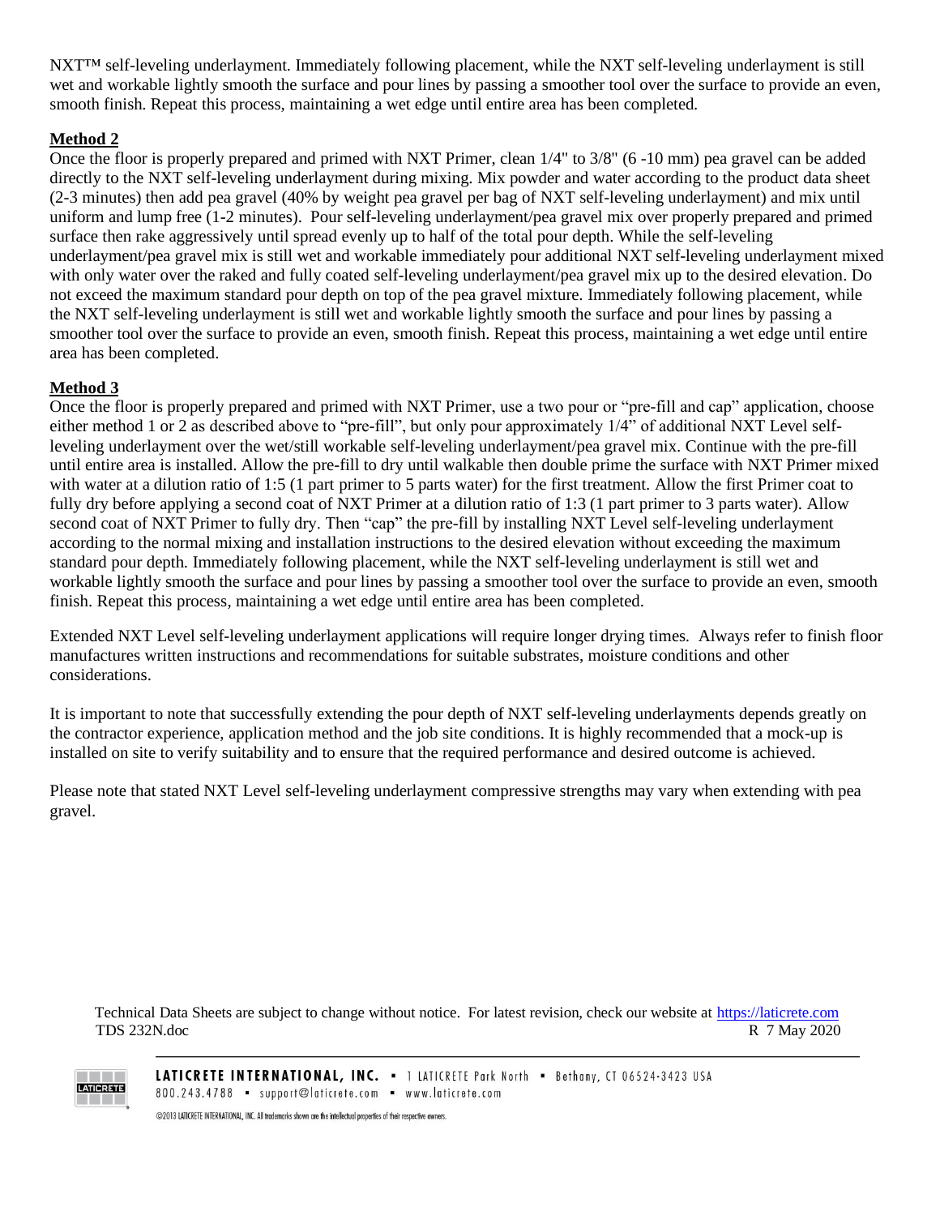NXT™ self-leveling underlayment. Immediately following placement, while the NXT self-leveling underlayment is still wet and workable lightly smooth the surface and pour lines by passing a smoother tool over the surface to provide an even, smooth finish. Repeat this process, maintaining a wet edge until entire area has been completed.

**Method 2**

Once the floor is properly prepared and primed with NXT Primer, clean 1/4" to 3/8" (6 -10 mm) pea gravel can be added directly to the NXT self-leveling underlayment during mixing. Mix powder and water according to the product data sheet (2-3 minutes) then add pea gravel (40% by weight pea gravel per bag of NXT self-leveling underlayment) and mix until uniform and lump free (1-2 minutes). Pour self-leveling underlayment/pea gravel mix over properly prepared and primed surface then rake aggressively until spread evenly up to half of the total pour depth. While the self-leveling underlayment/pea gravel mix is still wet and workable immediately pour additional NXT self-leveling underlayment mixed with only water over the raked and fully coated self-leveling underlayment/pea gravel mix up to the desired elevation. Do not exceed the maximum standard pour depth on top of the pea gravel mixture. Immediately following placement, while the NXT self-leveling underlayment is still wet and workable lightly smooth the surface and pour lines by passing a smoother tool over the surface to provide an even, smooth finish. Repeat this process, maintaining a wet edge until entire area has been completed.

**Method 3**

Once the floor is properly prepared and primed with NXT Primer, use a two pour or "pre-fill and cap" application, choose either method 1 or 2 as described above to "pre-fill", but only pour approximately 1/4" of additional NXT Level self-leveling underlayment over the wet/still workable self-leveling underlayment/pea gravel mix. Continue with the pre-fill until entire area is installed. Allow the pre-fill to dry until walkable then double prime the surface with NXT Primer mixed with water at a dilution ratio of 1:5 (1 part primer to 5 parts water) for the first treatment. Allow the first Primer coat to fully dry before applying a second coat of NXT Primer at a dilution ratio of 1:3 (1 part primer to 3 parts water). Allow second coat of NXT Primer to fully dry. Then "cap" the pre-fill by installing NXT Level self-leveling underlayment according to the normal mixing and installation instructions to the desired elevation without exceeding the maximum standard pour depth. Immediately following placement, while the NXT self-leveling underlayment is still wet and workable lightly smooth the surface and pour lines by passing a smoother tool over the surface to provide an even, smooth finish. Repeat this process, maintaining a wet edge until entire area has been completed.

Extended NXT Level self-leveling underlayment applications will require longer drying times. Always refer to finish floor manufactures written instructions and recommendations for suitable substrates, moisture conditions and other considerations.

It is important to note that successfully extending the pour depth of NXT self-leveling underlayments depends greatly on the contractor experience, application method and the job site conditions. It is highly recommended that a mock-up is installed on site to verify suitability and to ensure that the required performance and desired outcome is achieved.

Please note that stated NXT Level self-leveling underlayment compressive strengths may vary when extending with pea gravel.

Technical Data Sheets are subject to change without notice. For latest revision, check our website at https://laticrete.com

TDS 232N.doc R 7 May 2020

**LATICRETE INTERNATIONAL, INC.** ▪ 1 LATICRETE Park North ▪ Bethany, CT 06524-3423 USA
800.243.4788 ▪ support@laticrete.com ▪ www.laticrete.com

©2013 LATICRETE INTERNATIONAL, INC. All trademarks shown are the intellectual properties of their respective owners.